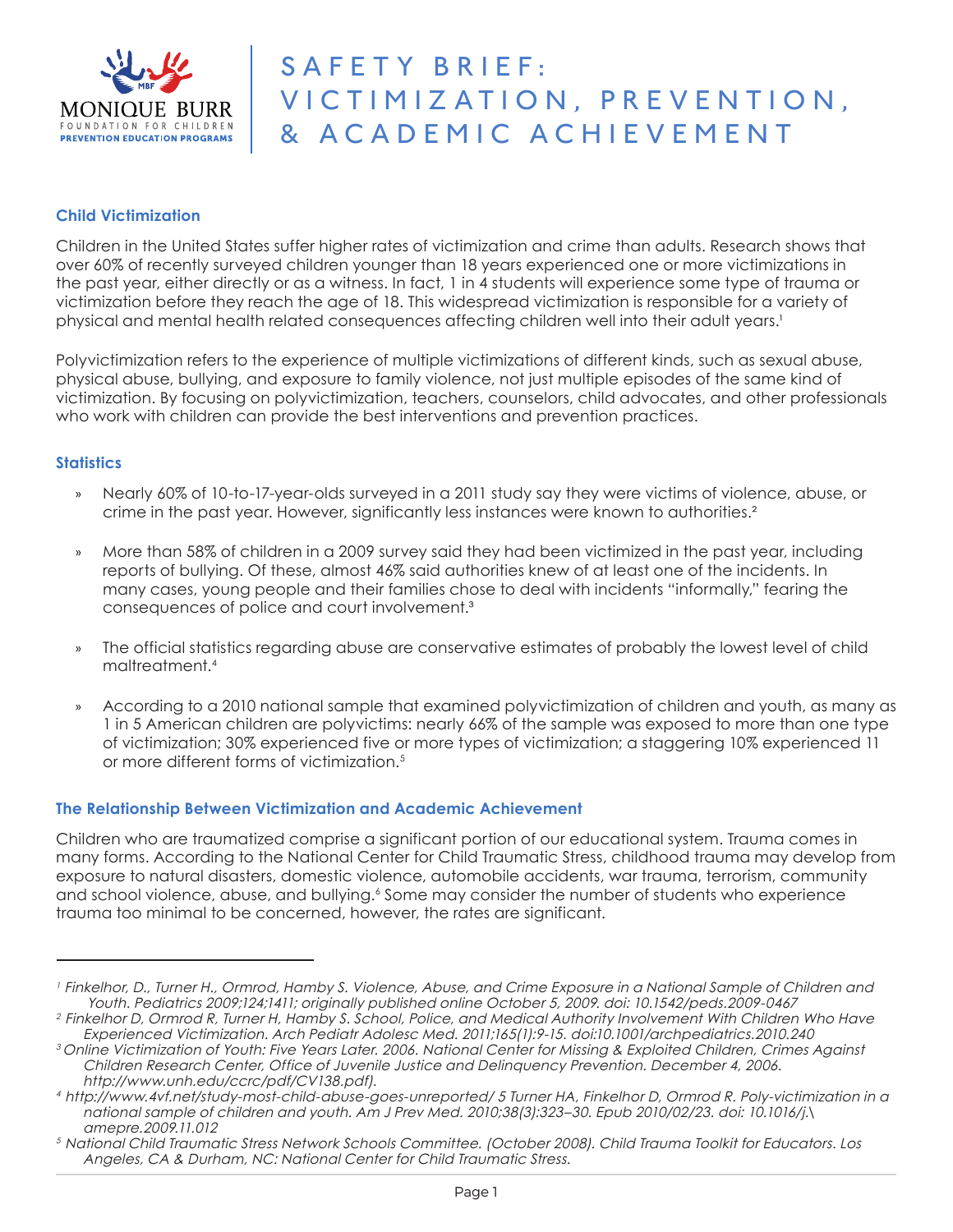# SAFETY BRIEF: VICTIMIZATION, PREVENTION, & ACADEMIC ACHIEVEMENT

### Child Victimization

Children in the United States suffer higher rates of victimization and crime than adults. Research shows that over 60% of recently surveyed children younger than 18 years experienced one or more victimizations in the past year, either directly or as a witness. In fact, 1 in 4 students will experience some type of trauma or victimization before they reach the age of 18. This widespread victimization is responsible for a variety of physical and mental health related consequences affecting children well into their adult years.[1]

Polyvictimization refers to the experience of multiple victimizations of different kinds, such as sexual abuse, physical abuse, bullying, and exposure to family violence, not just multiple episodes of the same kind of victimization. By focusing on polyvictimization, teachers, counselors, child advocates, and other professionals who work with children can provide the best interventions and prevention practices.

### Statistics

- Nearly 60% of 10-to-17-year-olds surveyed in a 2011 study say they were victims of violence, abuse, or crime in the past year. However, significantly less instances were known to authorities.[2]
- More than 58% of children in a 2009 survey said they had been victimized in the past year, including reports of bullying. Of these, almost 46% said authorities knew of at least one of the incidents. In many cases, young people and their families chose to deal with incidents "informally," fearing the consequences of police and court involvement.[3]
- The official statistics regarding abuse are conservative estimates of probably the lowest level of child maltreatment.[4]
- According to a 2010 national sample that examined polyvictimization of children and youth, as many as 1 in 5 American children are polyvictims: nearly 66% of the sample was exposed to more than one type of victimization; 30% experienced five or more types of victimization; a staggering 10% experienced 11 or more different forms of victimization.[5]

### The Relationship Between Victimization and Academic Achievement

Children who are traumatized comprise a significant portion of our educational system. Trauma comes in many forms. According to the National Center for Child Traumatic Stress, childhood trauma may develop from exposure to natural disasters, domestic violence, automobile accidents, war trauma, terrorism, community and school violence, abuse, and bullying.[6] Some may consider the number of students who experience trauma too minimal to be concerned, however, the rates are significant.

---

[1] *Finkelhor, D., Turner H., Ormrod, Hamby S. Violence, Abuse, and Crime Exposure in a National Sample of Children and Youth. Pediatrics 2009;124;1411; originally published online October 5, 2009. doi: 10.1542/peds.2009-0467*

[2] *Finkelhor D, Ormrod R, Turner H, Hamby S. School, Police, and Medical Authority Involvement With Children Who Have Experienced Victimization. Arch Pediatr Adolesc Med. 2011;165(1):9-15. doi:10.1001/archpediatrics.2010.240*

[3] *Online Victimization of Youth: Five Years Later. 2006. National Center for Missing & Exploited Children, Crimes Against Children Research Center, Office of Juvenile Justice and Delinquency Prevention. December 4, 2006. http://www.unh.edu/ccrc/pdf/CV138.pdf).*

[4] *http://www.4vf.net/study-most-child-abuse-goes-unreported/ 5 Turner HA, Finkelhor D, Ormrod R. Poly-victimization in a national sample of children and youth. Am J Prev Med. 2010;38(3):323–30. Epub 2010/02/23. doi: 10.1016/j.\ amepre.2009.11.012*

[5] *National Child Traumatic Stress Network Schools Committee. (October 2008). Child Trauma Toolkit for Educators. Los Angeles, CA & Durham, NC: National Center for Child Traumatic Stress.*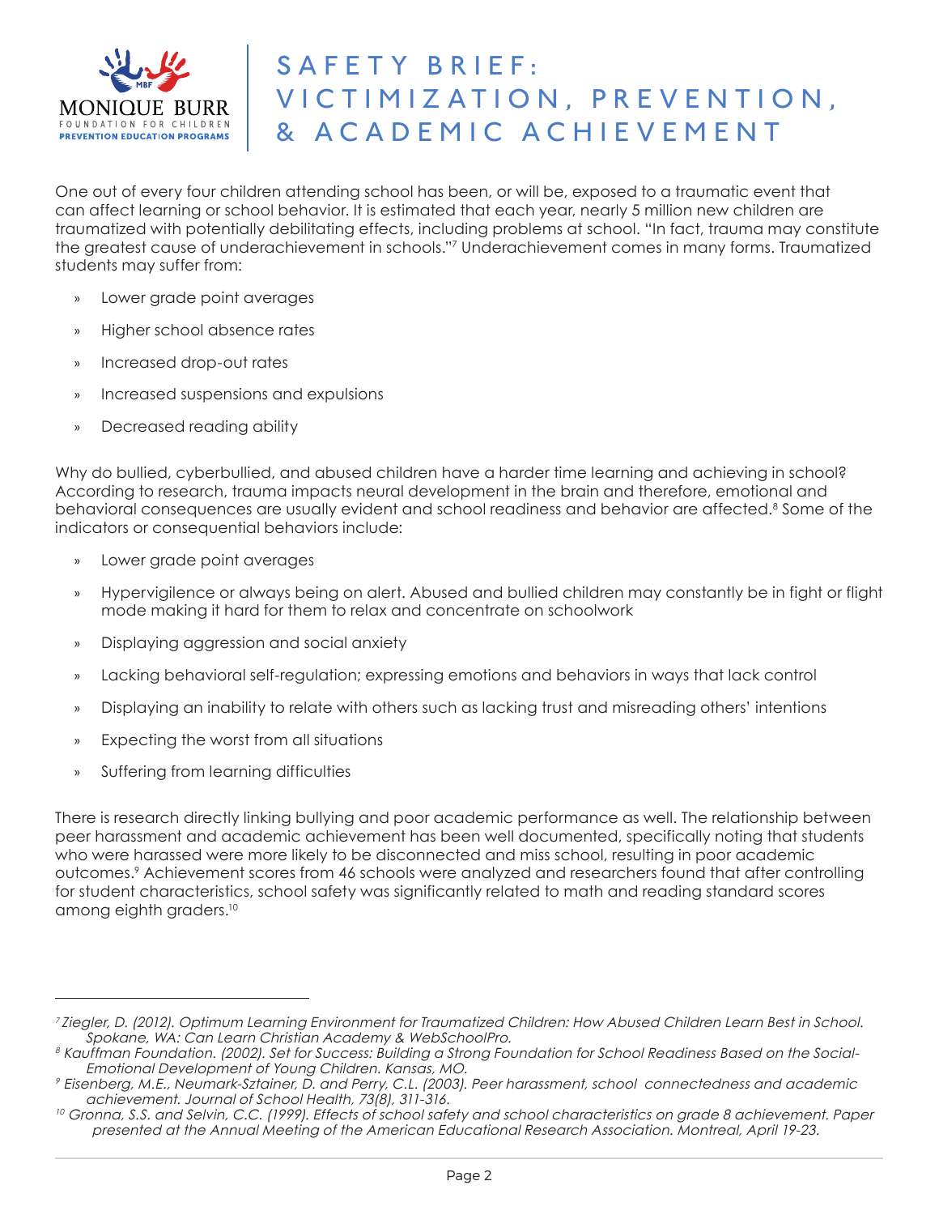# SAFETY BRIEF: VICTIMIZATION, PREVENTION, & ACADEMIC ACHIEVEMENT

One out of every four children attending school has been, or will be, exposed to a traumatic event that can affect learning or school behavior. It is estimated that each year, nearly 5 million new children are traumatized with potentially debilitating effects, including problems at school. "In fact, trauma may constitute the greatest cause of underachievement in schools."[7] Underachievement comes in many forms. Traumatized students may suffer from:

- Lower grade point averages
- Higher school absence rates
- Increased drop-out rates
- Increased suspensions and expulsions
- Decreased reading ability

Why do bullied, cyberbullied, and abused children have a harder time learning and achieving in school? According to research, trauma impacts neural development in the brain and therefore, emotional and behavioral consequences are usually evident and school readiness and behavior are affected.[8] Some of the indicators or consequential behaviors include:

- Lower grade point averages
- Hypervigilence or always being on alert. Abused and bullied children may constantly be in fight or flight mode making it hard for them to relax and concentrate on schoolwork
- Displaying aggression and social anxiety
- Lacking behavioral self-regulation; expressing emotions and behaviors in ways that lack control
- Displaying an inability to relate with others such as lacking trust and misreading others' intentions
- Expecting the worst from all situations
- Suffering from learning difficulties

There is research directly linking bullying and poor academic performance as well. The relationship between peer harassment and academic achievement has been well documented, specifically noting that students who were harassed were more likely to be disconnected and miss school, resulting in poor academic outcomes.[9] Achievement scores from 46 schools were analyzed and researchers found that after controlling for student characteristics, school safety was significantly related to math and reading standard scores among eighth graders.[10]

---

[7] *Ziegler, D. (2012). Optimum Learning Environment for Traumatized Children: How Abused Children Learn Best in School. Spokane, WA: Can Learn Christian Academy & WebSchoolPro.*

[8] *Kauffman Foundation. (2002). Set for Success: Building a Strong Foundation for School Readiness Based on the Social-Emotional Development of Young Children. Kansas, MO.*

[9] *Eisenberg, M.E., Neumark-Sztainer, D. and Perry, C.L. (2003). Peer harassment, school connectedness and academic achievement. Journal of School Health, 73(8), 311-316.*

[10] *Gronna, S.S. and Selvin, C.C. (1999). Effects of school safety and school characteristics on grade 8 achievement. Paper presented at the Annual Meeting of the American Educational Research Association. Montreal, April 19-23.*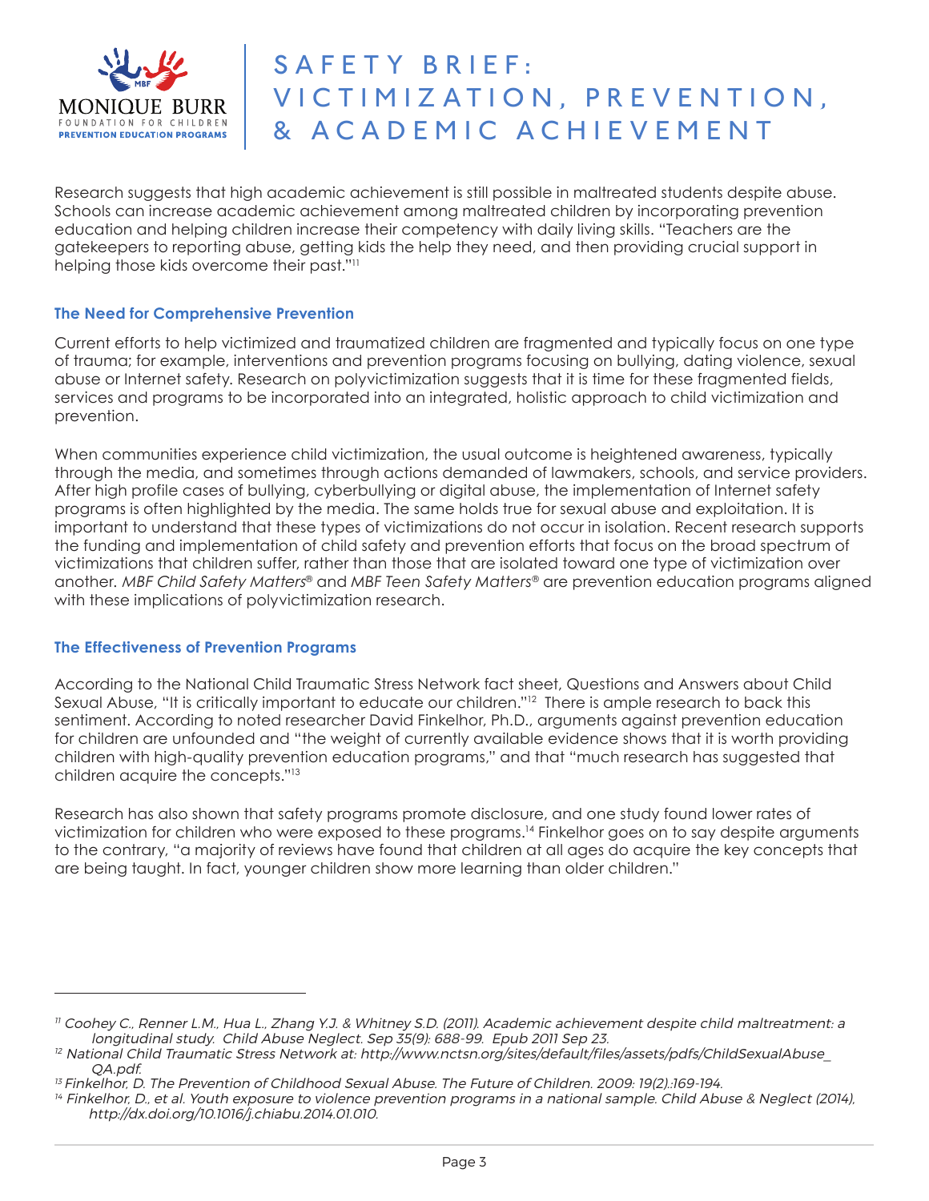Research suggests that high academic achievement is still possible in maltreated students despite abuse. Schools can increase academic achievement among maltreated children by incorporating prevention education and helping children increase their competency with daily living skills. "Teachers are the gatekeepers to reporting abuse, getting kids the help they need, and then providing crucial support in helping those kids overcome their past."[11]

### The Need for Comprehensive Prevention

Current efforts to help victimized and traumatized children are fragmented and typically focus on one type of trauma; for example, interventions and prevention programs focusing on bullying, dating violence, sexual abuse or Internet safety. Research on polyvictimization suggests that it is time for these fragmented fields, services and programs to be incorporated into an integrated, holistic approach to child victimization and prevention.

When communities experience child victimization, the usual outcome is heightened awareness, typically through the media, and sometimes through actions demanded of lawmakers, schools, and service providers. After high profile cases of bullying, cyberbullying or digital abuse, the implementation of Internet safety programs is often highlighted by the media. The same holds true for sexual abuse and exploitation. It is important to understand that these types of victimizations do not occur in isolation. Recent research supports the funding and implementation of child safety and prevention efforts that focus on the broad spectrum of victimizations that children suffer, rather than those that are isolated toward one type of victimization over another. *MBF Child Safety Matters®* and *MBF Teen Safety Matters®* are prevention education programs aligned with these implications of polyvictimization research.

### The Effectiveness of Prevention Programs

According to the National Child Traumatic Stress Network fact sheet, Questions and Answers about Child Sexual Abuse, "It is critically important to educate our children."[12] There is ample research to back this sentiment. According to noted researcher David Finkelhor, Ph.D., arguments against prevention education for children are unfounded and "the weight of currently available evidence shows that it is worth providing children with high-quality prevention education programs," and that "much research has suggested that children acquire the concepts."[13]

Research has also shown that safety programs promote disclosure, and one study found lower rates of victimization for children who were exposed to these programs.[14] Finkelhor goes on to say despite arguments to the contrary, "a majority of reviews have found that children at all ages do acquire the key concepts that are being taught. In fact, younger children show more learning than older children."

---

[11] *Coohey C., Renner L.M., Hua L., Zhang Y.J. & Whitney S.D. (2011). Academic achievement despite child maltreatment: a longitudinal study. Child Abuse Neglect. Sep 35(9): 688-99. Epub 2011 Sep 23.*

[12] *National Child Traumatic Stress Network at: http://www.nctsn.org/sites/default/files/assets/pdfs/ChildSexualAbuse_QA.pdf.*

[13] *Finkelhor, D. The Prevention of Childhood Sexual Abuse. The Future of Children. 2009: 19(2).:169-194.*

[14] *Finkelhor, D., et al. Youth exposure to violence prevention programs in a national sample. Child Abuse & Neglect (2014), http://dx.doi.org/10.1016/j.chiabu.2014.01.010.*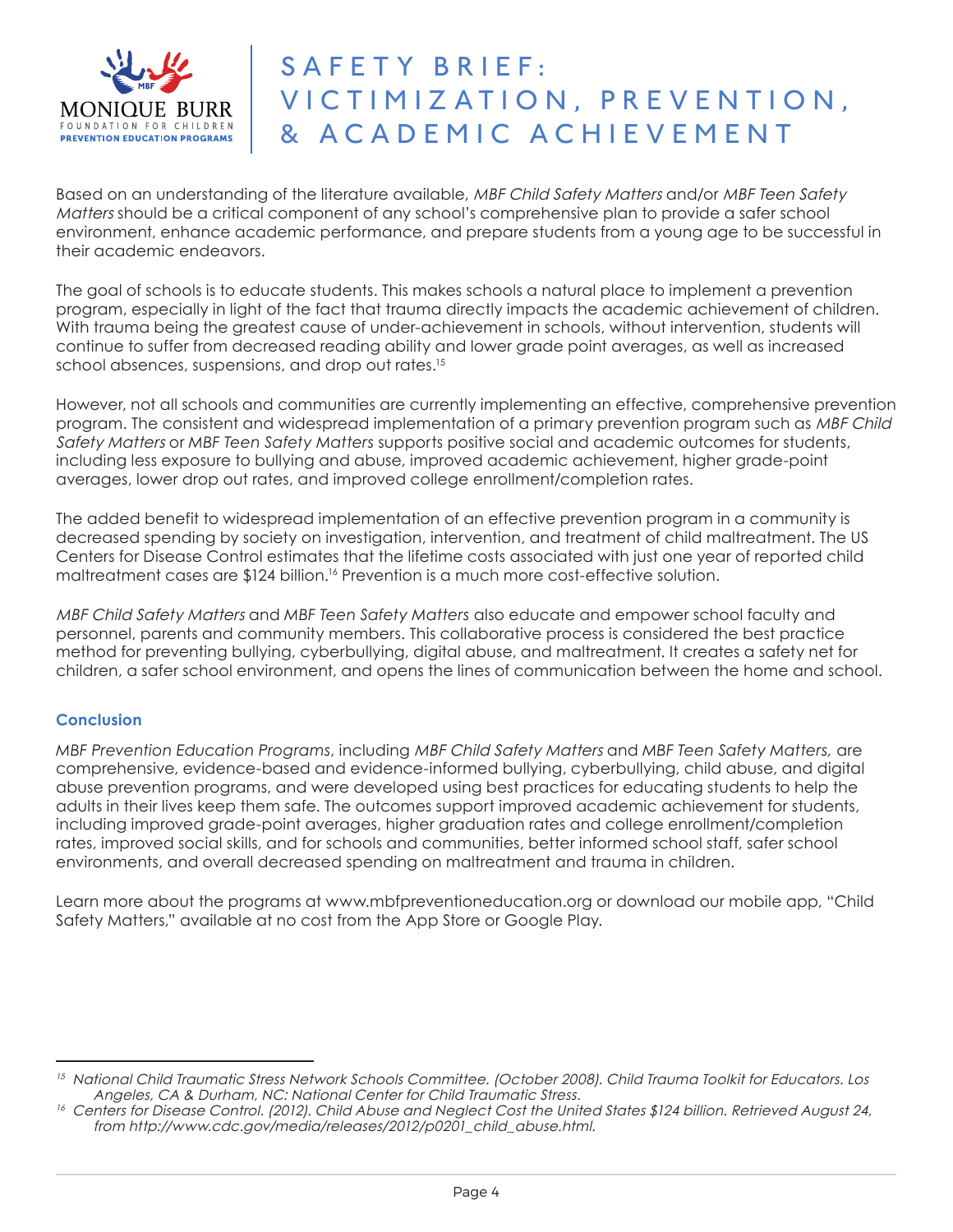Based on an understanding of the literature available, *MBF Child Safety Matters* and/or *MBF Teen Safety Matters* should be a critical component of any school's comprehensive plan to provide a safer school environment, enhance academic performance, and prepare students from a young age to be successful in their academic endeavors.

The goal of schools is to educate students. This makes schools a natural place to implement a prevention program, especially in light of the fact that trauma directly impacts the academic achievement of children. With trauma being the greatest cause of under-achievement in schools, without intervention, students will continue to suffer from decreased reading ability and lower grade point averages, as well as increased school absences, suspensions, and drop out rates.[15]

However, not all schools and communities are currently implementing an effective, comprehensive prevention program. The consistent and widespread implementation of a primary prevention program such as *MBF Child Safety Matters* or *MBF Teen Safety Matters* supports positive social and academic outcomes for students, including less exposure to bullying and abuse, improved academic achievement, higher grade-point averages, lower drop out rates, and improved college enrollment/completion rates.

The added benefit to widespread implementation of an effective prevention program in a community is decreased spending by society on investigation, intervention, and treatment of child maltreatment. The US Centers for Disease Control estimates that the lifetime costs associated with just one year of reported child maltreatment cases are $124 billion.[16] Prevention is a much more cost-effective solution.

*MBF Child Safety Matters* and *MBF Teen Safety Matters* also educate and empower school faculty and personnel, parents and community members. This collaborative process is considered the best practice method for preventing bullying, cyberbullying, digital abuse, and maltreatment. It creates a safety net for children, a safer school environment, and opens the lines of communication between the home and school.

### Conclusion

*MBF Prevention Education Programs*, including *MBF Child Safety Matters* and *MBF Teen Safety Matters,* are comprehensive, evidence-based and evidence-informed bullying, cyberbullying, child abuse, and digital abuse prevention programs, and were developed using best practices for educating students to help the adults in their lives keep them safe. The outcomes support improved academic achievement for students, including improved grade-point averages, higher graduation rates and college enrollment/completion rates, improved social skills, and for schools and communities, better informed school staff, safer school environments, and overall decreased spending on maltreatment and trauma in children.

Learn more about the programs at www.mbfpreventioneducation.org or download our mobile app, "Child Safety Matters," available at no cost from the App Store or Google Play.

---

[15] *National Child Traumatic Stress Network Schools Committee. (October 2008). Child Trauma Toolkit for Educators. Los Angeles, CA & Durham, NC: National Center for Child Traumatic Stress.*

[16] *Centers for Disease Control. (2012). Child Abuse and Neglect Cost the United States $124 billion. Retrieved August 24, from http://www.cdc.gov/media/releases/2012/p0201_child_abuse.html.*